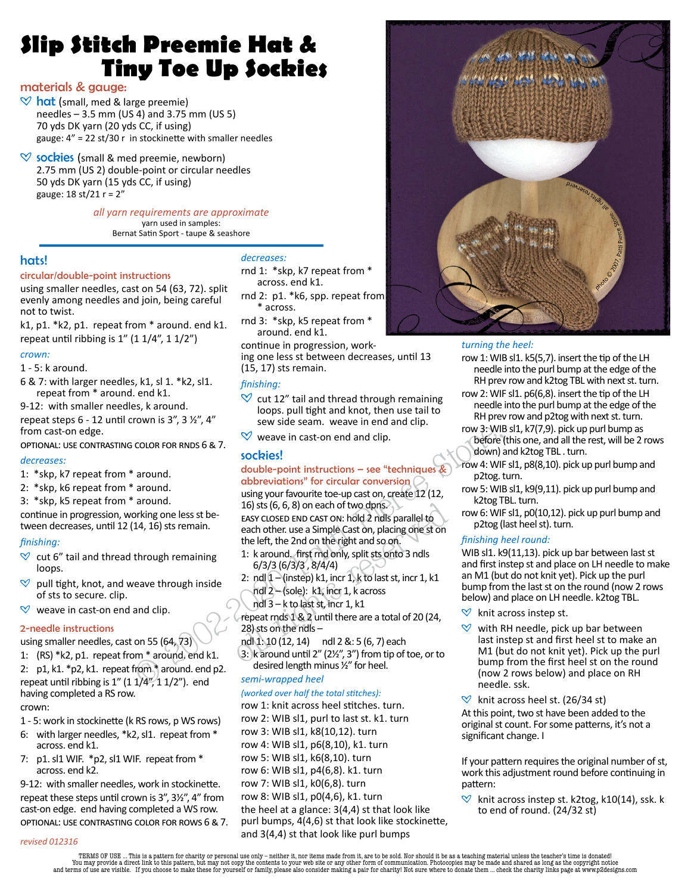# Slip Stitch Preemie Hat & Tiny Toe Up Sockies

## materials & gauge:

- **hat** (small, med & large preemie)
  needles – 3.5 mm (US 4) and 3.75 mm (US 5)
  70 yds DK yarn (20 yds CC, if using)
  gauge: 4" = 22 st/30 r in stockinette with smaller needles
- **sockies** (small & med preemie, newborn)
  2.75 mm (US 2) double-point or circular needles
  50 yds DK yarn (15 yds CC, if using)
  gauge: 18 st/21 r = 2"

*all yarn requirements are approximate*
yarn used in samples:
Bernat Satin Sport - taupe & seashore

## hats!

### circular/double-point instructions

using smaller needles, cast on 54 (63, 72). split evenly among needles and join, being careful not to twist.

k1, p1. *k2, p1. repeat from * around. end k1.

repeat until ribbing is 1" (1 1/4", 1 1/2")

*crown:*

1 - 5: k around.

6 & 7: with larger needles, k1, sl 1. *k2, sl1. repeat from * around. end k1.

9-12: with smaller needles, k around.

repeat steps 6 - 12 until crown is 3", 3 ½", 4" from cast-on edge.

OPTIONAL: USE CONTRASTING COLOR FOR RNDS 6 & 7.

*decreases:*

1: *skp, k7 repeat from * around.
2: *skp, k6 repeat from * around.
3: *skp, k5 repeat from * around.

continue in progression, working one less st between decreases, until 12 (14, 16) sts remain.

*finishing:*

- cut 6" tail and thread through remaining loops.
- pull tight, knot, and weave through inside of sts to secure. clip.
- weave in cast-on end and clip.

### 2-needle instructions

using smaller needles, cast on 55 (64, 73)

1: (RS) *k2, p1. repeat from * around. end k1.
2: p1, k1. *p2, k1. repeat from * around. end p2.

repeat until ribbing is 1" (1 1/4", 1 1/2"). end having completed a RS row.

crown:

1 - 5: work in stockinette (k RS rows, p WS rows)

6: with larger needles, *k2, sl1. repeat from * across. end k1.

7: p1. sl1 WIF. *p2, sl1 WIF. repeat from * across. end k2.

9-12: with smaller needles, work in stockinette.

repeat these steps until crown is 3", 3½", 4" from cast-on edge. end having completed a WS row.

OPTIONAL: USE CONTRASTING COLOR FOR ROWS 6 & 7.

*decreases:*

rnd 1: *skp, k7 repeat from * across. end k1.
rnd 2: p1. *k6, spp. repeat from * across.
rnd 3: *skp, k5 repeat from * around. end k1.

continue in progression, working one less st between decreases, until 13 (15, 17) sts remain.

*finishing:*

- cut 12" tail and thread through remaining loops. pull tight and knot, then use tail to sew side seam. weave in end and clip.
- weave in cast-on end and clip.

## sockies!

### double-point instructions – see "techniques & abbreviations" for circular conversion

using your favourite toe-up cast on, create 12 (12, 16) sts (6, 6, 8) on each of two dpns.

EASY CLOSED END CAST ON: hold 2 ndls parallel to each other. use a Simple Cast on, placing one st on the left, the 2nd on the right and so on.

1: k around. first rnd only, split sts onto 3 ndls 6/3/3 (6/3/3 , 8/4/4)

2: ndl 1 – (instep) k1, incr 1, k to last st, incr 1, k1
ndl 2 – (sole): k1, incr 1, k across
ndl 3 – k to last st, incr 1, k1

repeat rnds 1 & 2 until there are a total of 20 (24, 28) sts on the ndls –
ndl 1: 10 (12, 14) ndl 2 &: 5 (6, 7) each

3: k around until 2" (2½", 3") from tip of toe, or to desired length minus ½" for heel.

*semi-wrapped heel*

*(worked over half the total stitches):*

row 1: knit across heel stitches. turn.
row 2: WIB sl1, purl to last st. k1. turn
row 3: WIB sl1, k8(10,12). turn
row 4: WIB sl1, p6(8,10), k1. turn
row 5: WIB sl1, k6(8,10). turn
row 6: WIB sl1, p4(6,8). k1. turn
row 7: WIB sl1, k0(6,8). turn
row 8: WIB sl1, p0(4,6), k1. turn

the heel at a glance: 3(4,4) st that look like purl bumps, 4(4,6) st that look like stockinette, and 3(4,4) st that look like purl bumps

*turning the heel:*

row 1: WIB sl1. k5(5,7). insert the tip of the LH needle into the purl bump at the edge of the RH prev row and k2tog TBL with next st. turn.
row 2: WIF sl1. p6(6,8). insert the tip of the LH needle into the purl bump at the edge of the RH prev row and p2tog with next st. turn.
row 3: WIB sl1, k7(7,9). pick up purl bump as before (this one, and all the rest, will be 2 rows down) and k2tog TBL . turn.
row 4: WIF sl1, p8(8,10). pick up purl bump and p2tog. turn.
row 5: WIB sl1, k9(9,11). pick up purl bump and k2tog TBL. turn.
row 6: WIF sl1, p0(10,12). pick up purl bump and p2tog (last heel st). turn.

*finishing heel round:*

WIB sl1. k9(11,13). pick up bar between last st and first instep st and place on LH needle to make an M1 (but do not knit yet). Pick up the purl bump from the last st on the round (now 2 rows below) and place on LH needle. k2tog TBL.

- knit across instep st.
- with RH needle, pick up bar between last instep st and first heel st to make an M1 (but do not knit yet). Pick up the purl bump from the first heel st on the round (now 2 rows below) and place on RH needle. ssk.
- knit across heel st. (26/34 st)

At this point, two st have been added to the original st count. For some patterns, it's not a significant change. I

If your pattern requires the original number of st, work this adjustment round before continuing in pattern:

- knit across instep st. k2tog, k10(14), ssk. k to end of round. (24/32 st)

*revised 012316*

TERMS OF USE ... This is a pattern for charity or personal use only – neither it, nor items made from it, are to be sold. Nor should it be as a teaching material unless the teacher's time is donated! You may provide a direct link to this pattern, but may not copy the contents to your web site or any other form of communication. Photocopies may be made and shared as long as the copyright notice and terms of use are visible. If you choose to make these for yourself or family, please also consider making a pair for charity! Not sure where to donate them ... check the charity links page at www.p2designs.com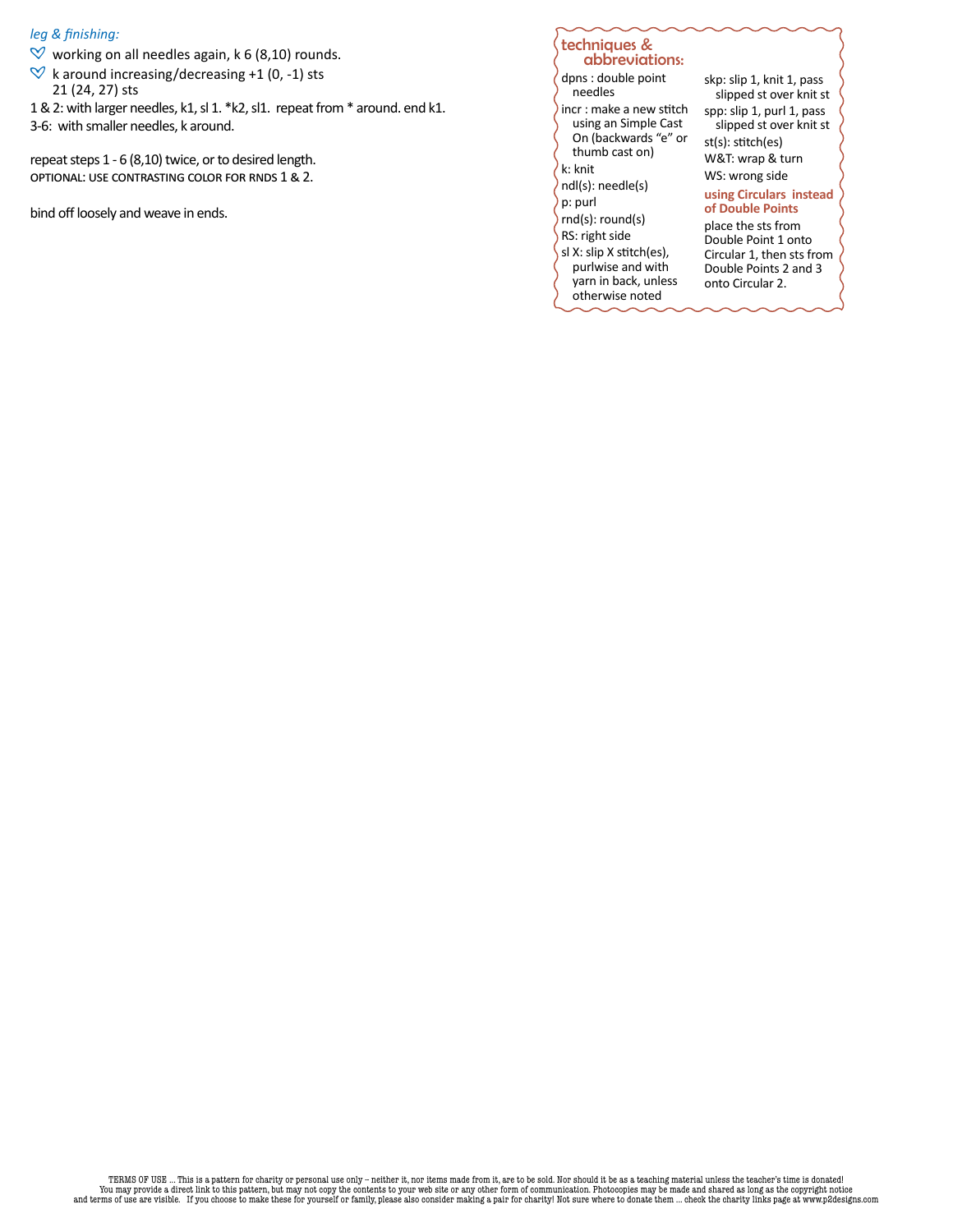*leg & finishing:*

- working on all needles again, k 6 (8,10) rounds.
- k around increasing/decreasing +1 (0, -1) sts
  21 (24, 27) sts

1 & 2: with larger needles, k1, sl 1. *k2, sl1. repeat from * around. end k1.
3-6: with smaller needles, k around.

repeat steps 1 - 6 (8,10) twice, or to desired length.
OPTIONAL: USE CONTRASTING COLOR FOR RNDS 1 & 2.

bind off loosely and weave in ends.

### techniques & abbreviations:

- dpns : double point needles
- incr : make a new stitch using an Simple Cast On (backwards "e" or thumb cast on)
- k: knit
- ndl(s): needle(s)
- p: purl
- rnd(s): round(s)
- RS: right side
- sl X: slip X stitch(es), purlwise and with yarn in back, unless otherwise noted
- skp: slip 1, knit 1, pass slipped st over knit st
- spp: slip 1, purl 1, pass slipped st over knit st
- st(s): stitch(es)
- W&T: wrap & turn
- WS: wrong side

**using Circulars instead of Double Points**

place the sts from Double Point 1 onto Circular 1, then sts from Double Points 2 and 3 onto Circular 2.

TERMS OF USE ... This is a pattern for charity or personal use only – neither it, nor items made from it, are to be sold. Nor should it be as a teaching material unless the teacher's time is donated! You may provide a direct link to this pattern, but may not copy the contents to your web site or any other form of communication. Photocopies may be made and shared as long as the copyright notice and terms of use are visible. If you choose to make these for yourself or family, please also consider making a pair for charity! Not sure where to donate them ... check the charity links page at www.p2designs.com